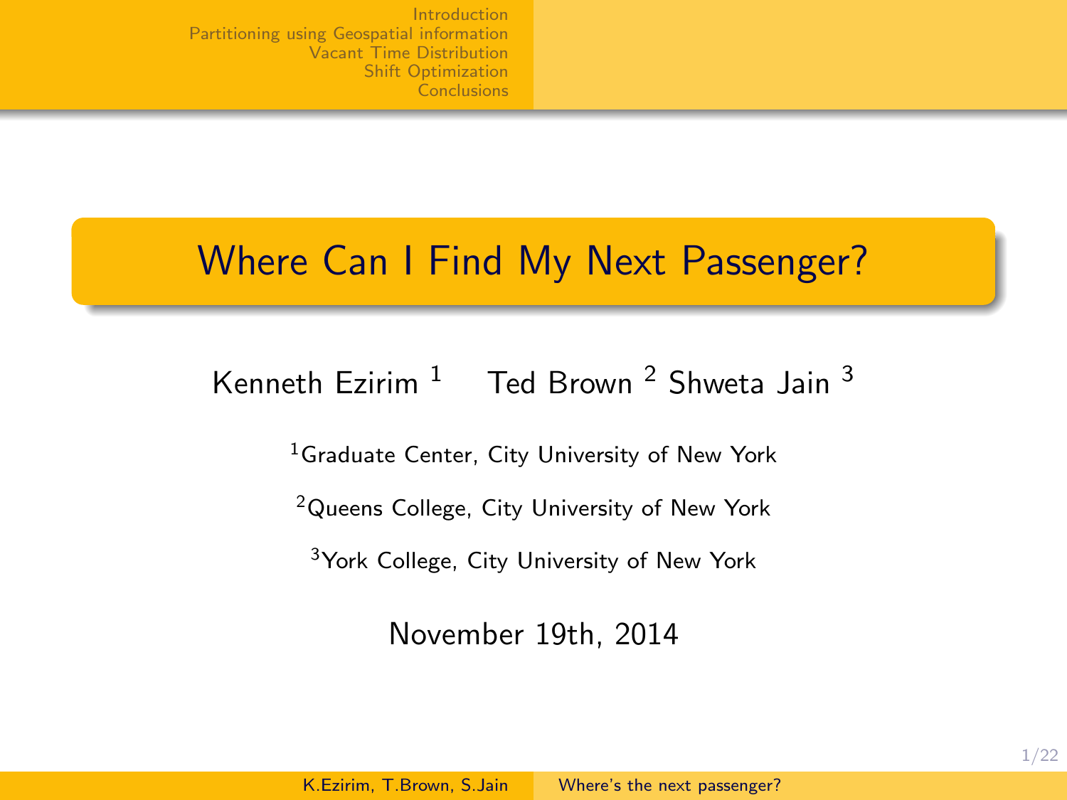# Where Can I Find My Next Passenger?

Kenneth Ezirim [1] Ted Brown [2] Shweta Jain [3]

[1]Graduate Center, City University of New York

[2]Queens College, City University of New York

[3]York College, City University of New York

November 19th, 2014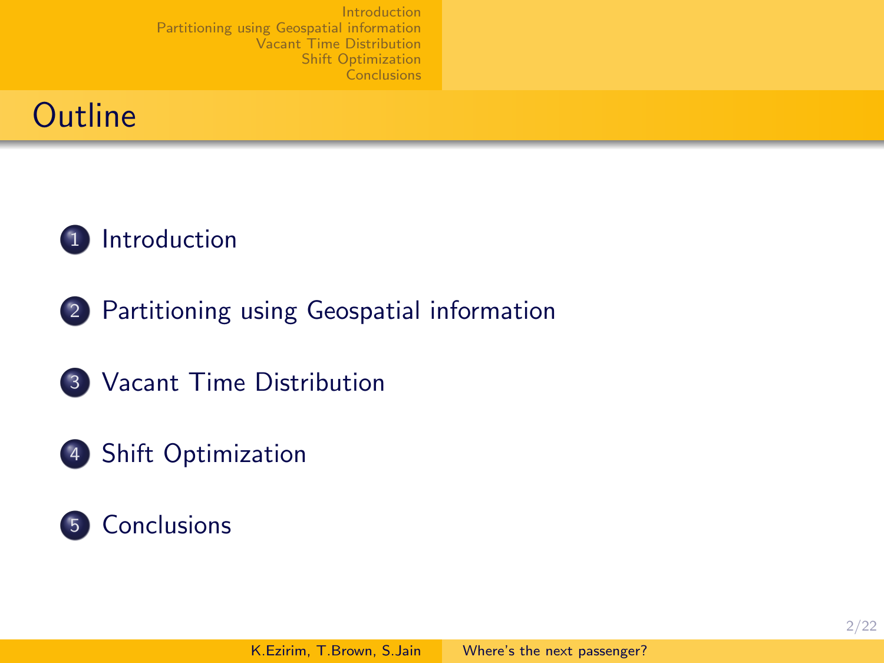# Outline

1. Introduction
2. Partitioning using Geospatial information
3. Vacant Time Distribution
4. Shift Optimization
5. Conclusions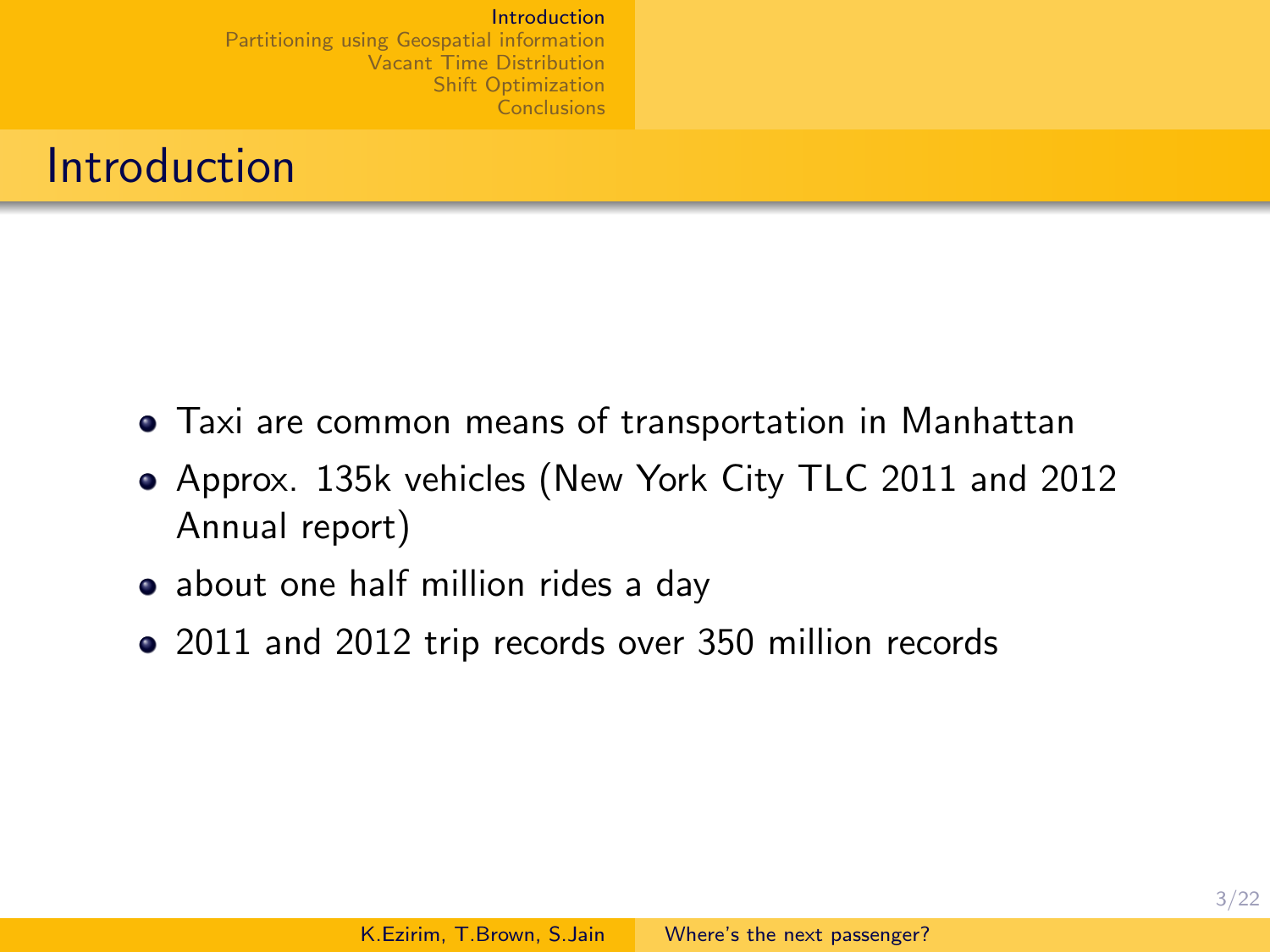# Introduction

- Taxi are common means of transportation in Manhattan
- Approx. 135k vehicles (New York City TLC 2011 and 2012 Annual report)
- about one half million rides a day
- 2011 and 2012 trip records over 350 million records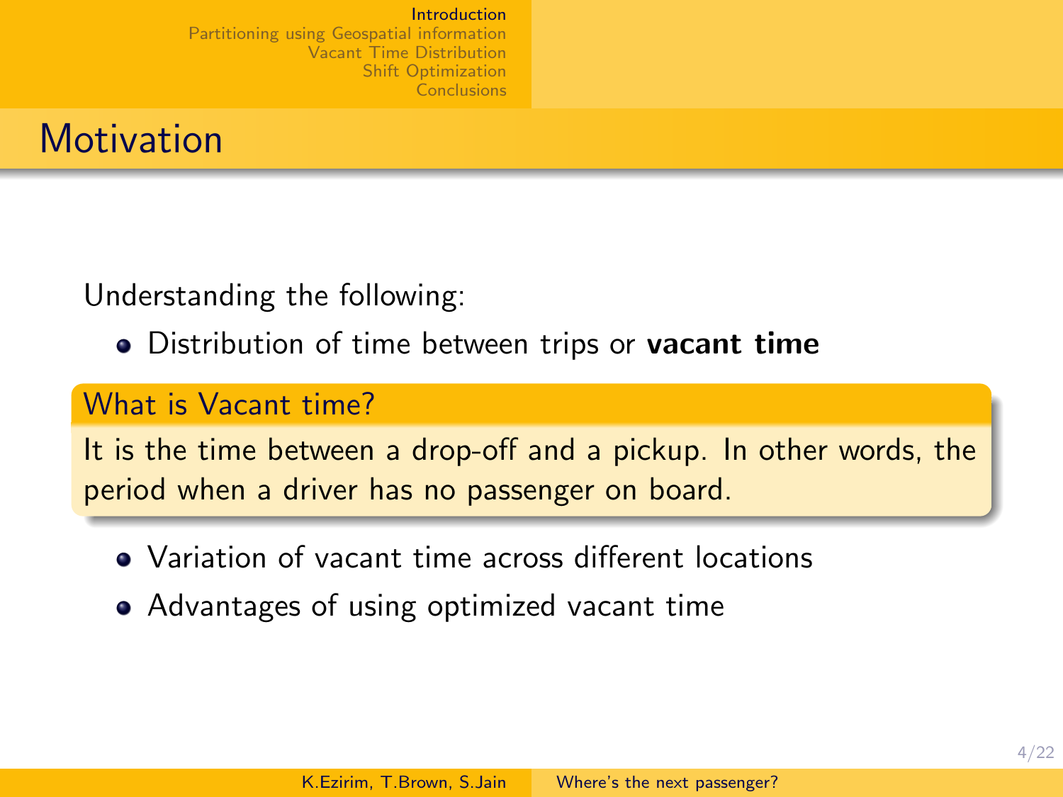# Motivation

Understanding the following:

- Distribution of time between trips or **vacant time**

**What is Vacant time?**

It is the time between a drop-off and a pickup. In other words, the period when a driver has no passenger on board.

- Variation of vacant time across different locations
- Advantages of using optimized vacant time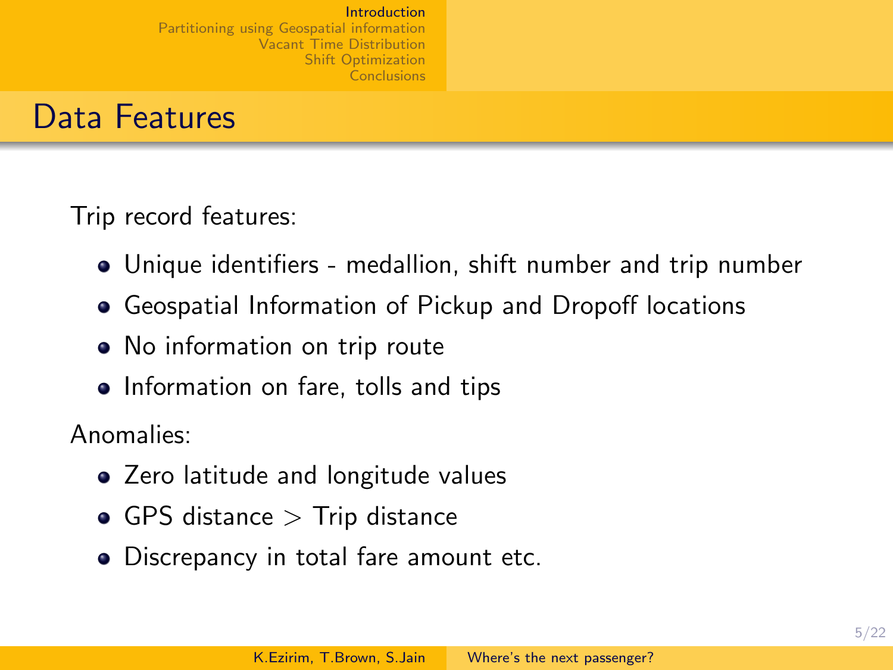## Data Features

Trip record features:

- Unique identifiers - medallion, shift number and trip number
- Geospatial Information of Pickup and Dropoff locations
- No information on trip route
- Information on fare, tolls and tips

Anomalies:

- Zero latitude and longitude values
- GPS distance $>$ Trip distance
- Discrepancy in total fare amount etc.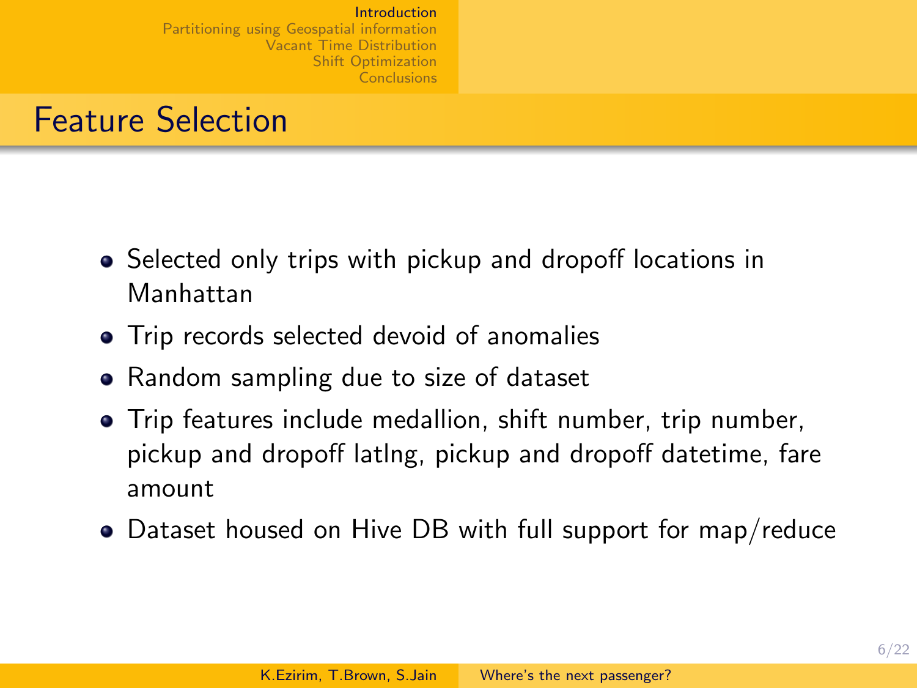# Feature Selection

- Selected only trips with pickup and dropoff locations in Manhattan
- Trip records selected devoid of anomalies
- Random sampling due to size of dataset
- Trip features include medallion, shift number, trip number, pickup and dropoff latlng, pickup and dropoff datetime, fare amount
- Dataset housed on Hive DB with full support for map/reduce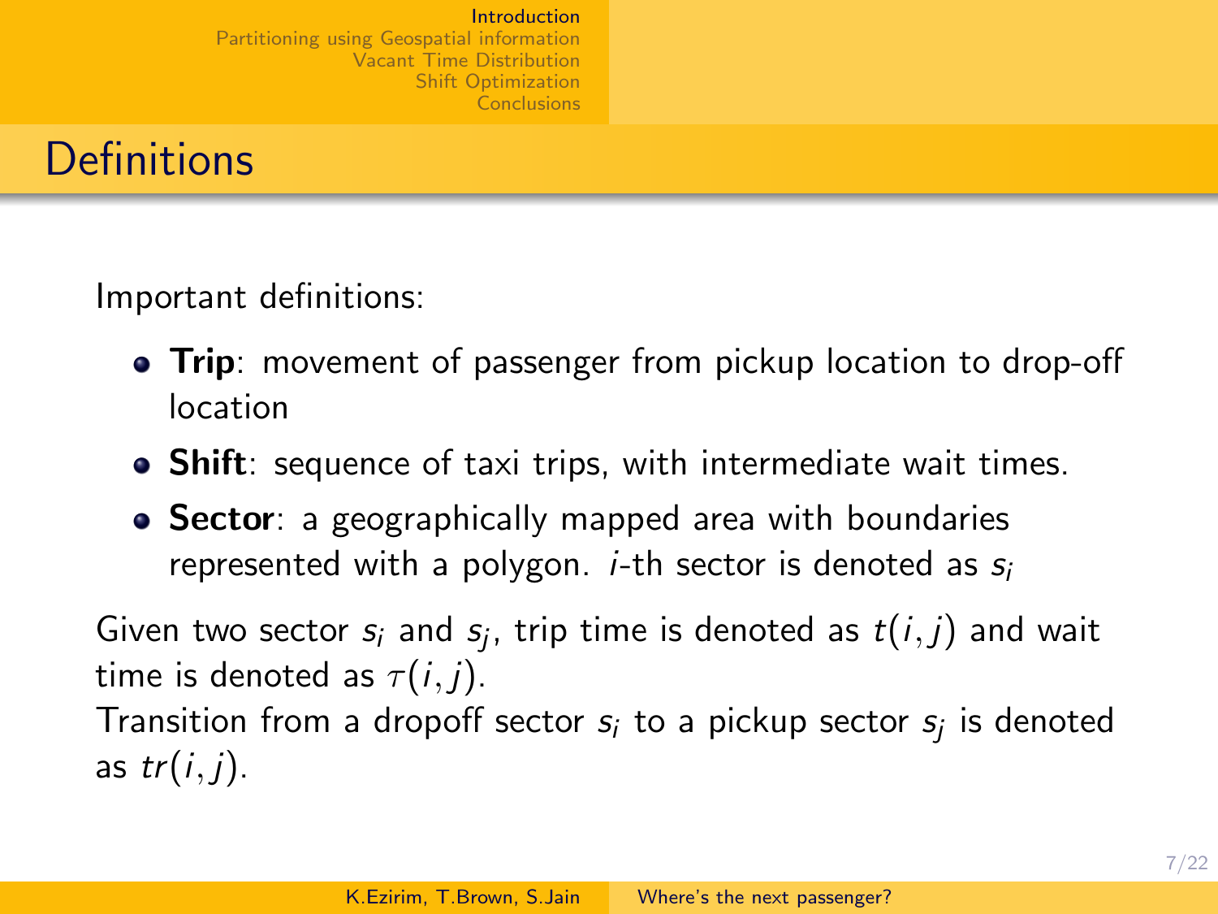# Definitions

Important definitions:

- **Trip**: movement of passenger from pickup location to drop-off location
- **Shift**: sequence of taxi trips, with intermediate wait times.
- **Sector**: a geographically mapped area with boundaries represented with a polygon. $i$-th sector is denoted as $s_i$

Given two sector $s_i$ and $s_j$, trip time is denoted as $t(i,j)$ and wait time is denoted as $\tau(i,j)$.

Transition from a dropoff sector $s_i$ to a pickup sector $s_j$ is denoted as $tr(i,j)$.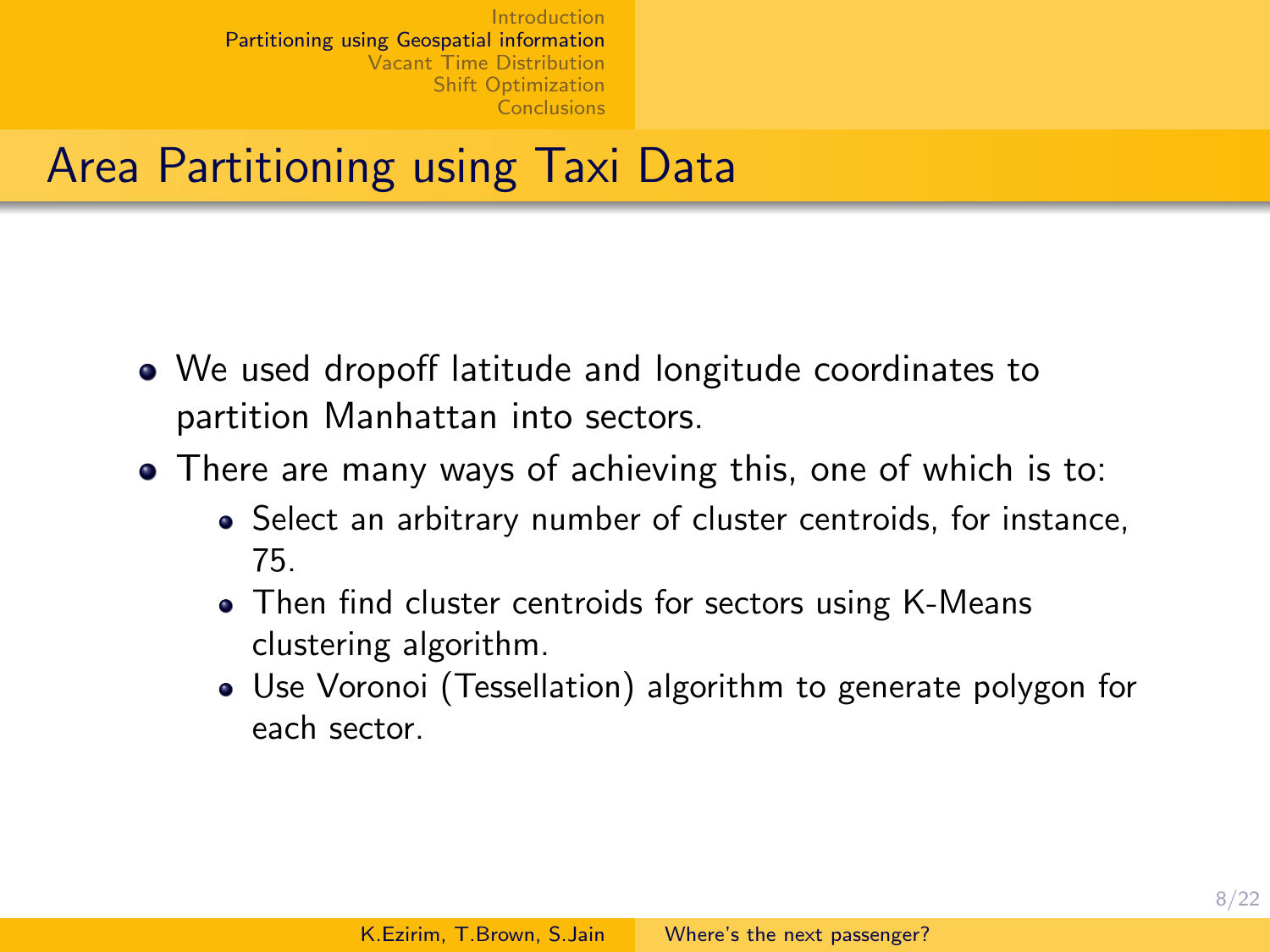## Area Partitioning using Taxi Data

- We used dropoff latitude and longitude coordinates to partition Manhattan into sectors.
- There are many ways of achieving this, one of which is to:
  - Select an arbitrary number of cluster centroids, for instance, 75.
  - Then find cluster centroids for sectors using K-Means clustering algorithm.
  - Use Voronoi (Tessellation) algorithm to generate polygon for each sector.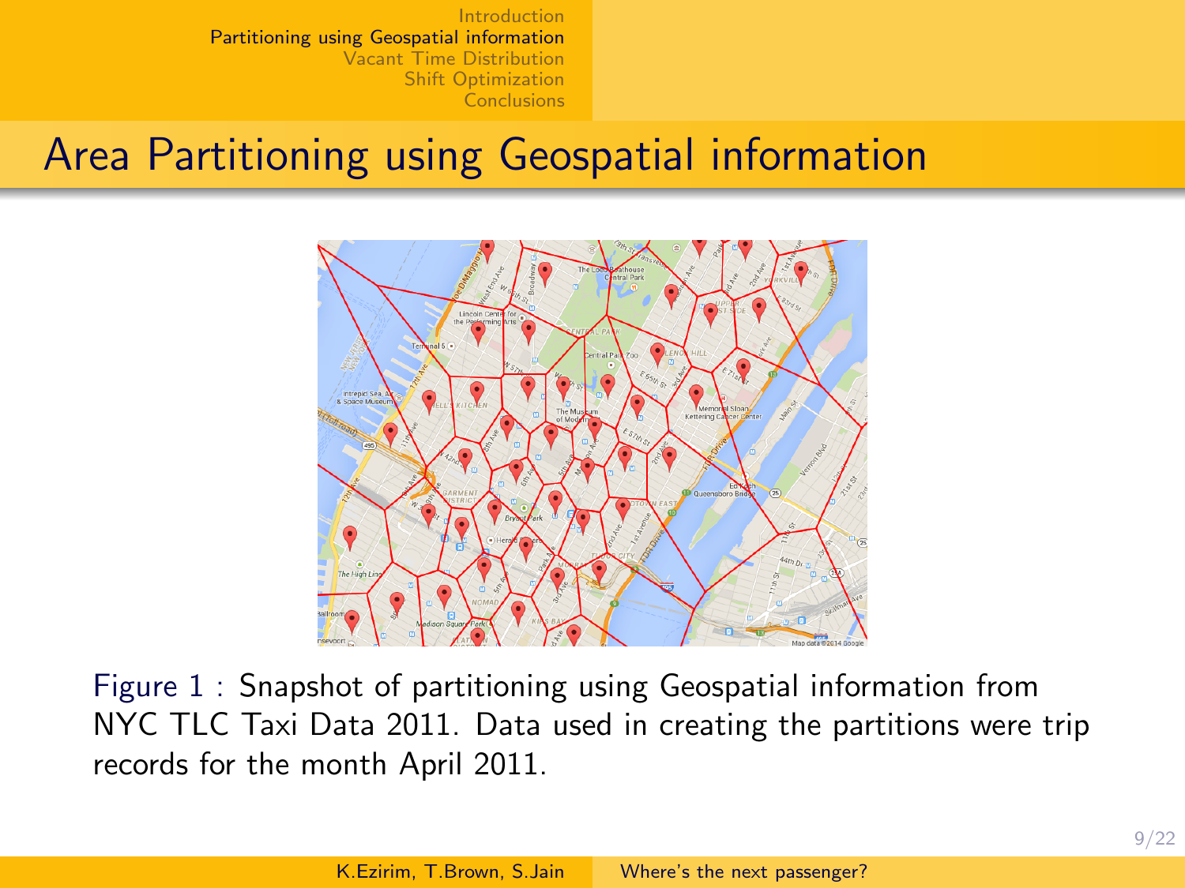# Area Partitioning using Geospatial information

Figure 1 : Snapshot of partitioning using Geospatial information from NYC TLC Taxi Data 2011. Data used in creating the partitions were trip records for the month April 2011.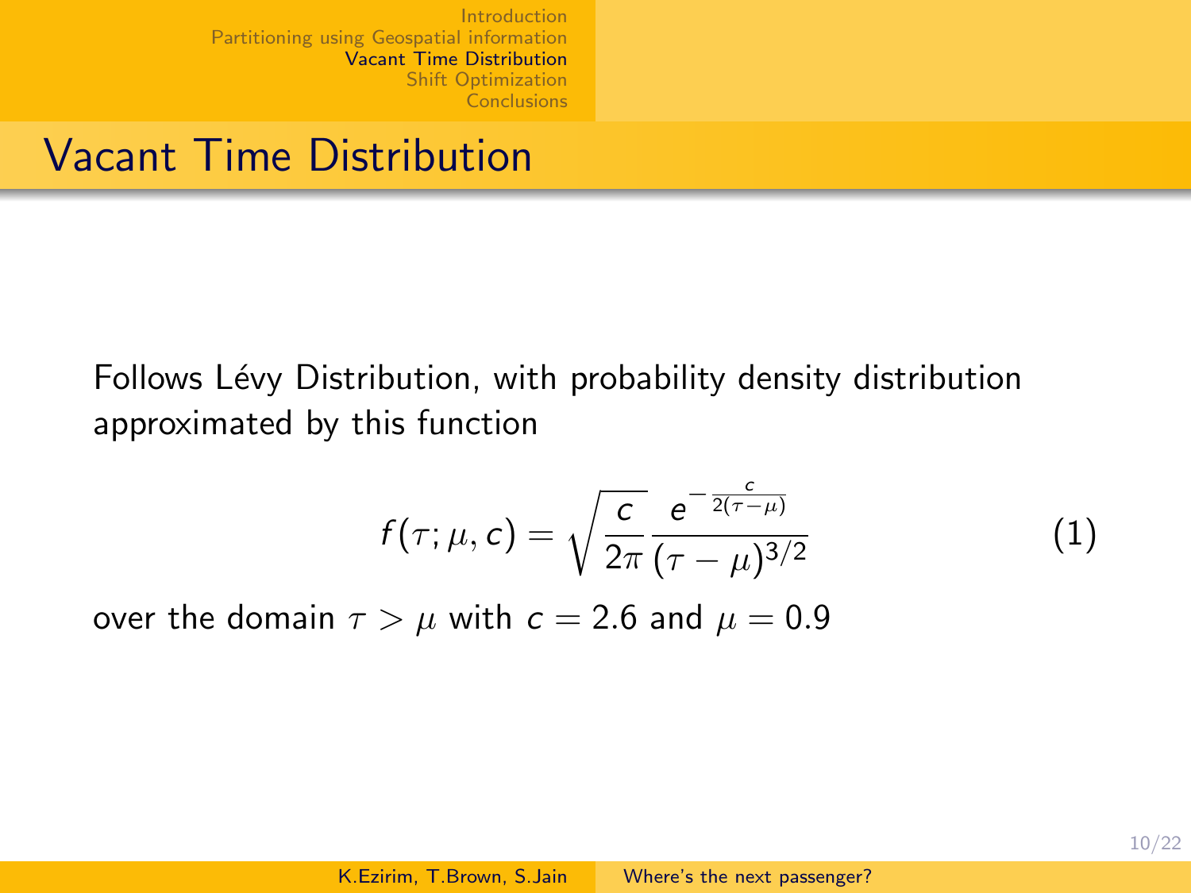# Vacant Time Distribution

Follows Lévy Distribution, with probability density distribution approximated by this function

$$f(\tau; \mu, c) = \sqrt{\frac{c}{2\pi}} \frac{e^{-\frac{c}{2(\tau-\mu)}}}{(\tau-\mu)^{3/2}} \tag{1}$$

over the domain $\tau > \mu$ with $c = 2.6$ and $\mu = 0.9$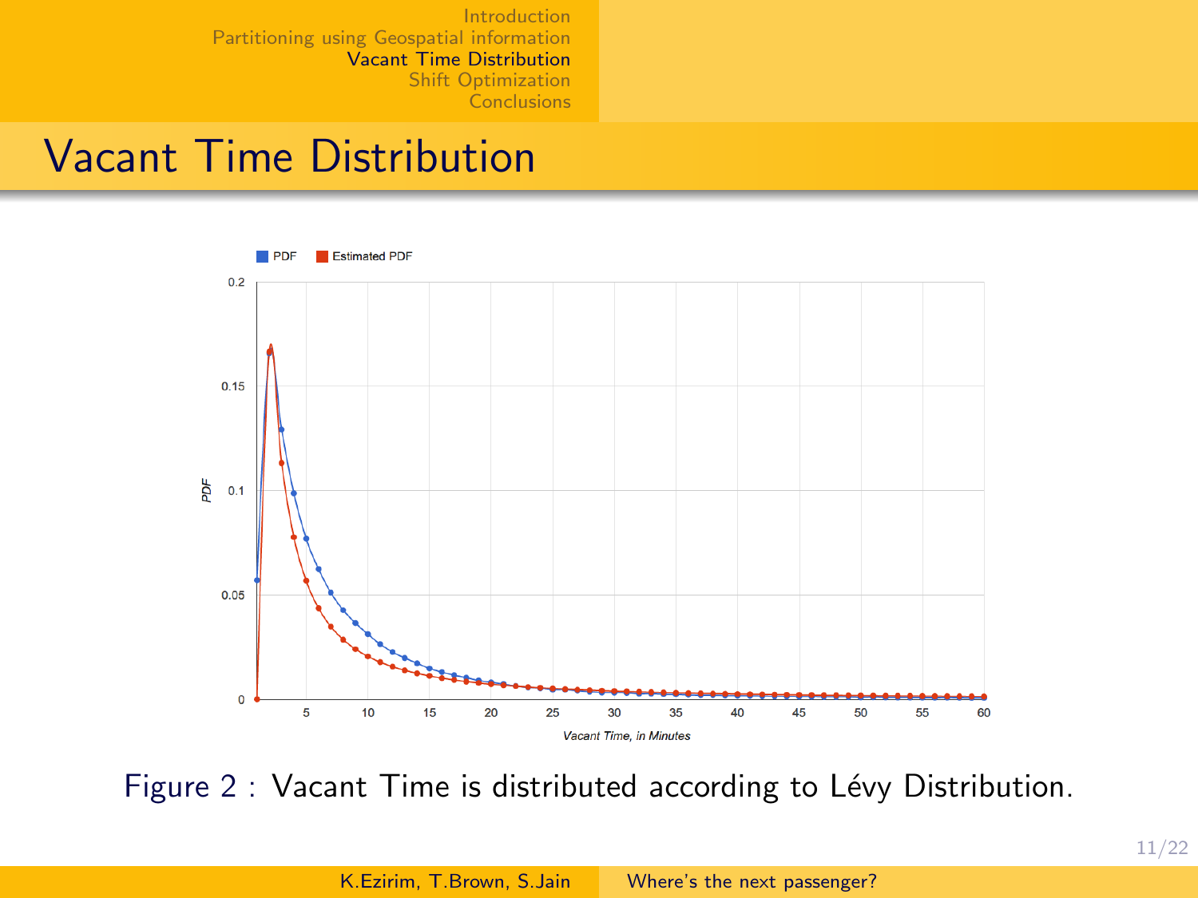# Vacant Time Distribution

Figure 2 : Vacant Time is distributed according to Lévy Distribution.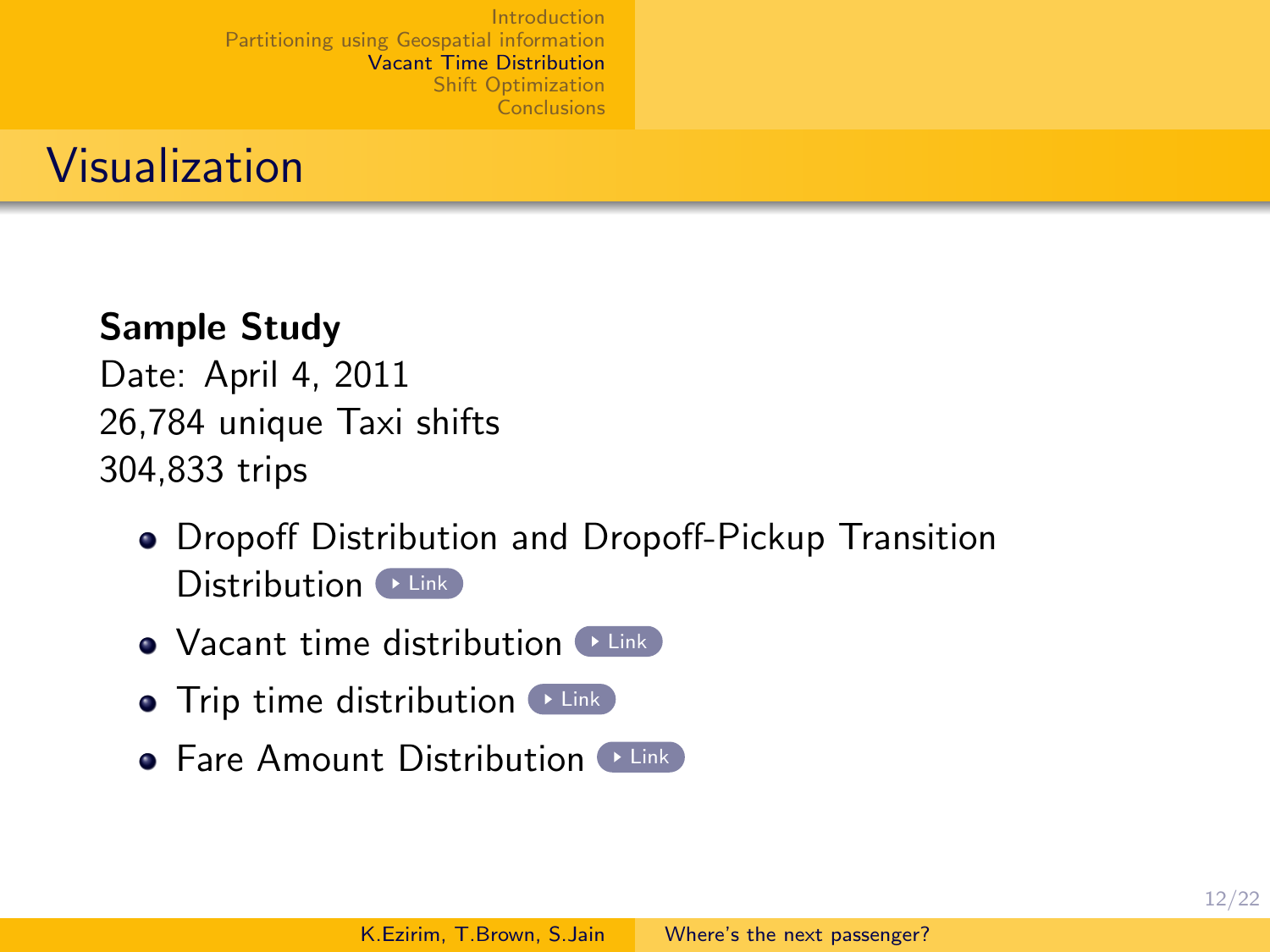# Visualization

**Sample Study**

Date: April 4, 2011

26,784 unique Taxi shifts

304,833 trips

- Dropoff Distribution and Dropoff-Pickup Transition Distribution Link
- Vacant time distribution Link
- Trip time distribution Link
- Fare Amount Distribution Link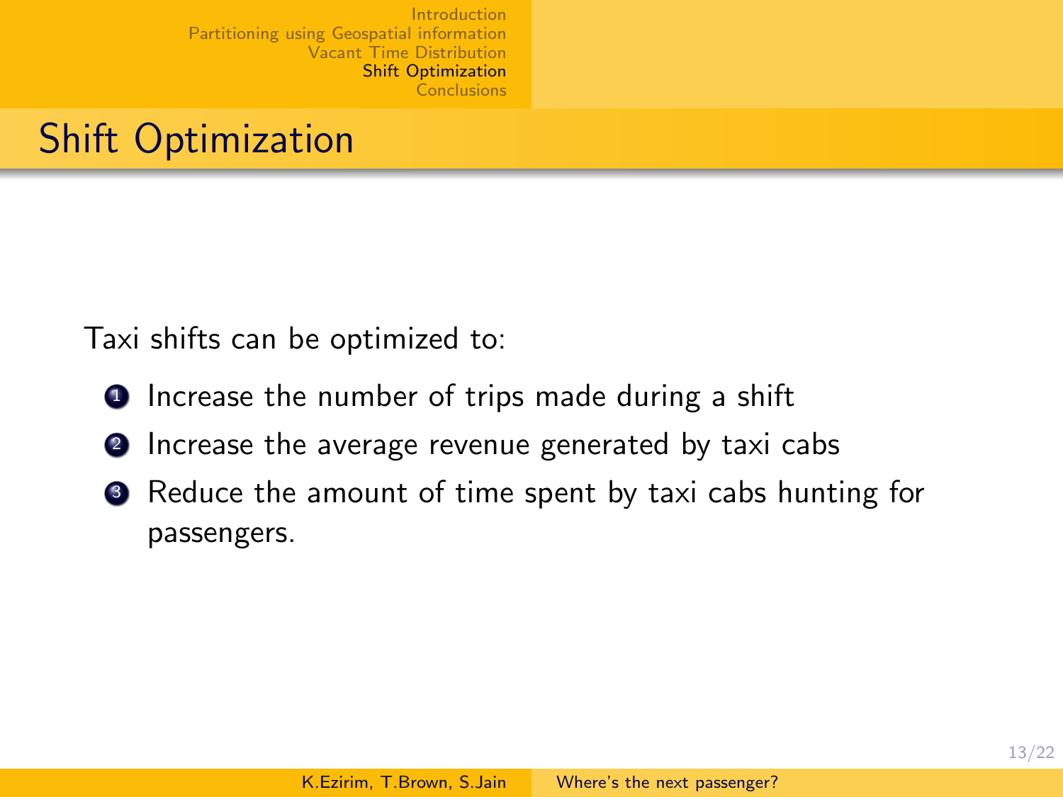# Shift Optimization

Taxi shifts can be optimized to:

1. Increase the number of trips made during a shift
2. Increase the average revenue generated by taxi cabs
3. Reduce the amount of time spent by taxi cabs hunting for passengers.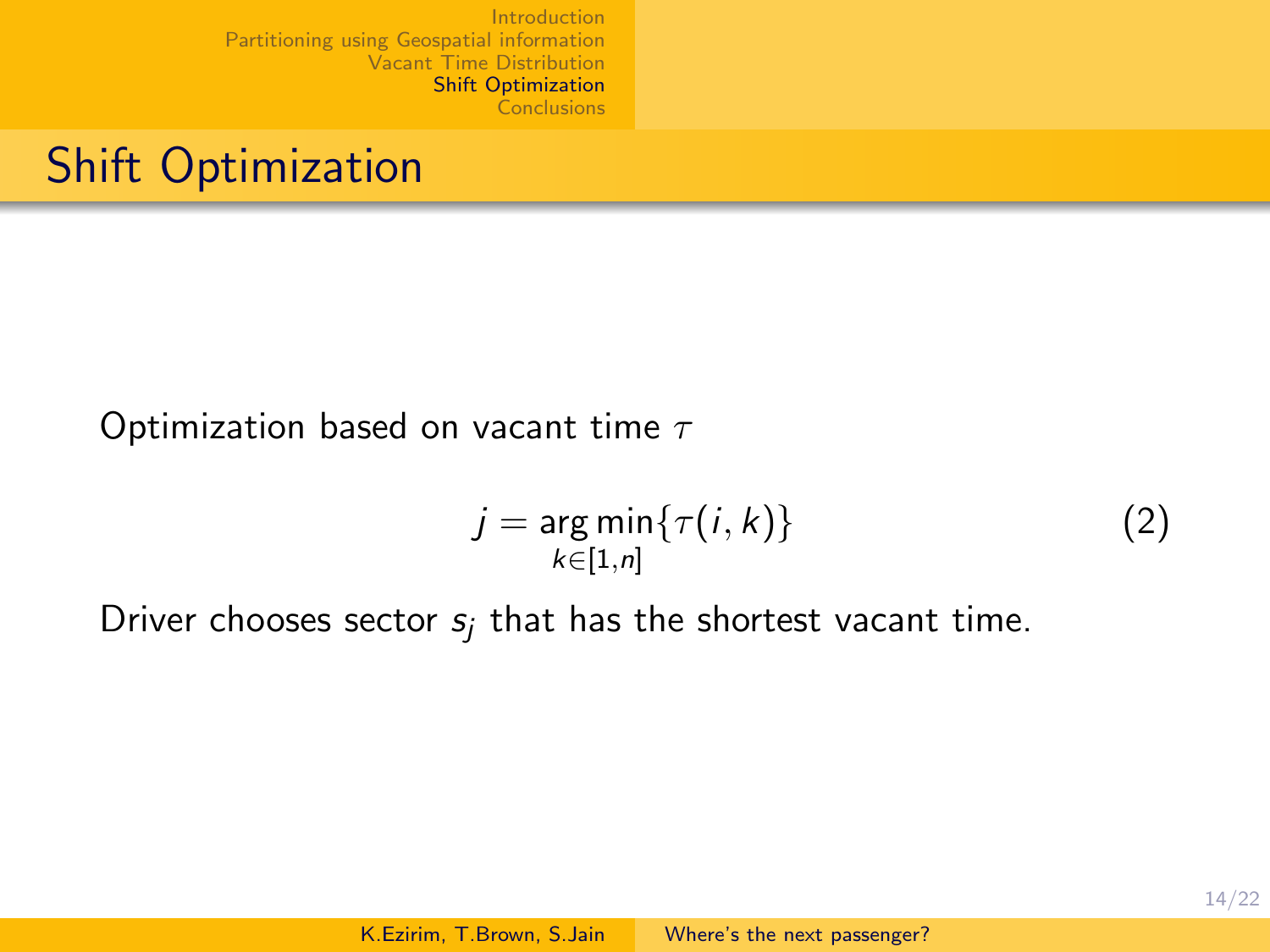# Shift Optimization

Optimization based on vacant time $\tau$

$$j = \underset{k \in [1,n]}{\arg\min} \{\tau(i,k)\} \tag{2}$$

Driver chooses sector $s_j$ that has the shortest vacant time.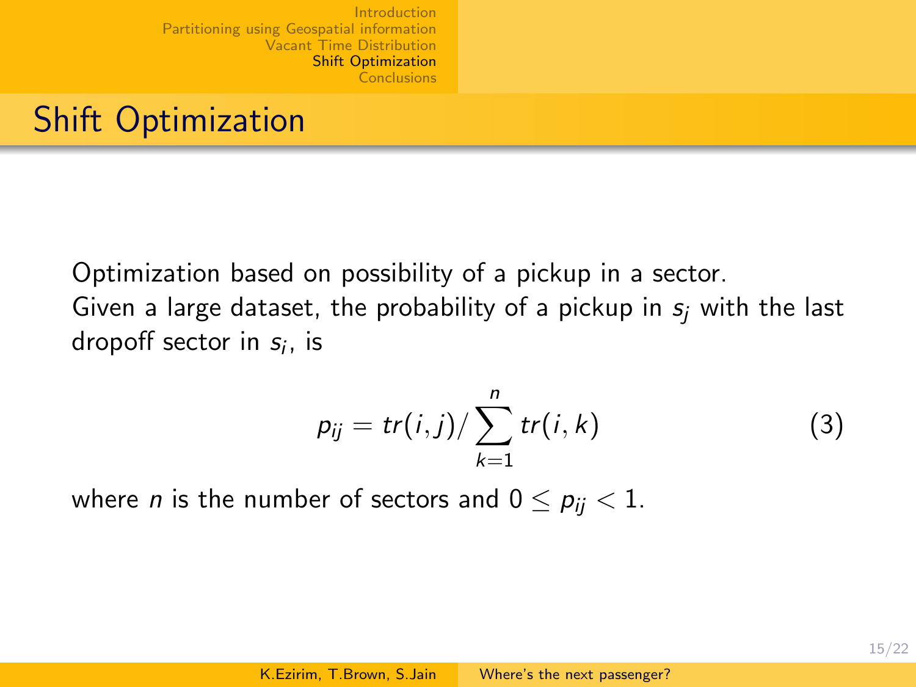# Shift Optimization

Optimization based on possibility of a pickup in a sector.
Given a large dataset, the probability of a pickup in $s_j$ with the last dropoff sector in $s_i$, is

$$p_{ij} = tr(i,j) / \sum_{k=1}^{n} tr(i,k) \tag{3}$$

where $n$ is the number of sectors and $0 \leq p_{ij} < 1$.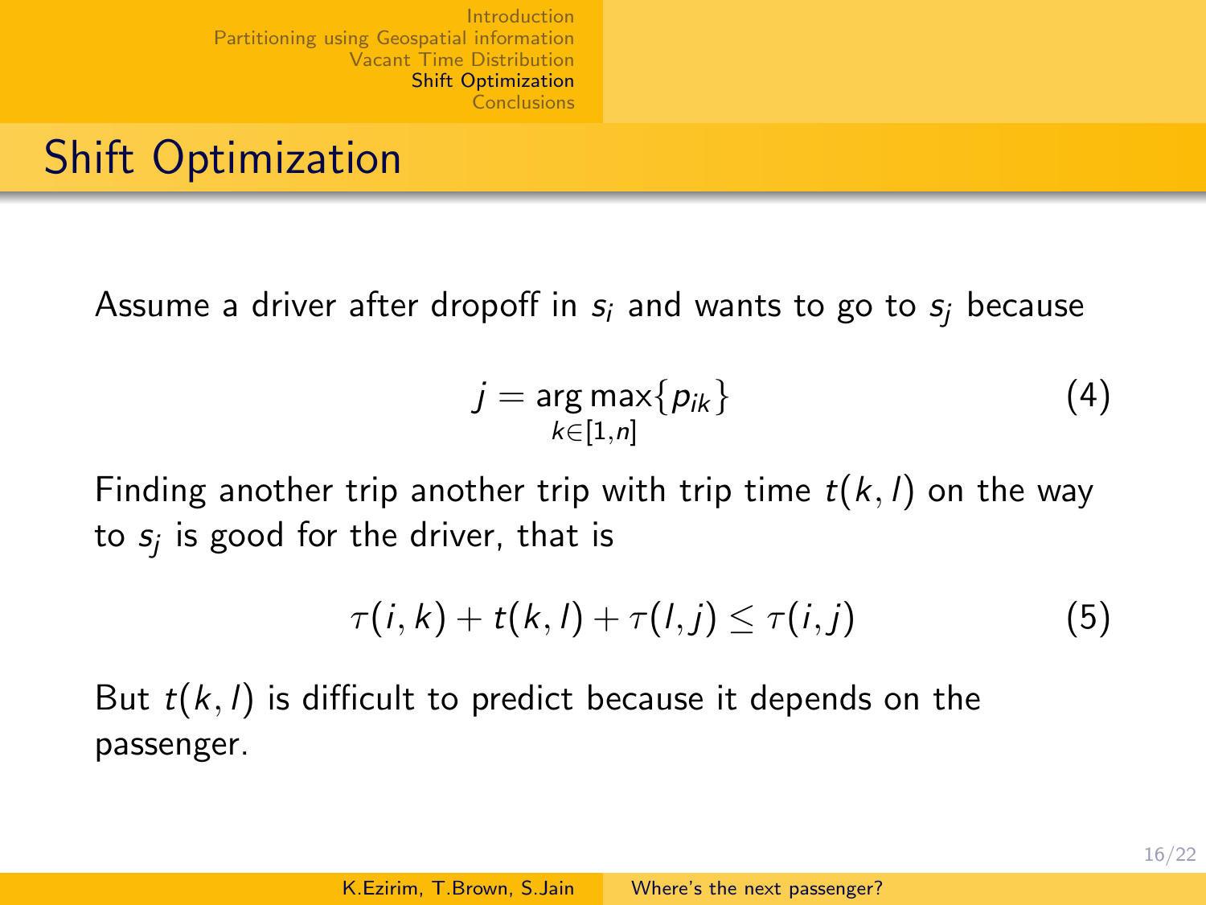# Shift Optimization

Assume a driver after dropoff in $s_i$ and wants to go to $s_j$ because

$$j = \underset{k \in [1,n]}{\arg\max}\{p_{ik}\} \tag{4}$$

Finding another trip another trip with trip time $t(k,l)$ on the way to $s_j$ is good for the driver, that is

$$\tau(i,k) + t(k,l) + \tau(l,j) \leq \tau(i,j) \tag{5}$$

But $t(k,l)$ is difficult to predict because it depends on the passenger.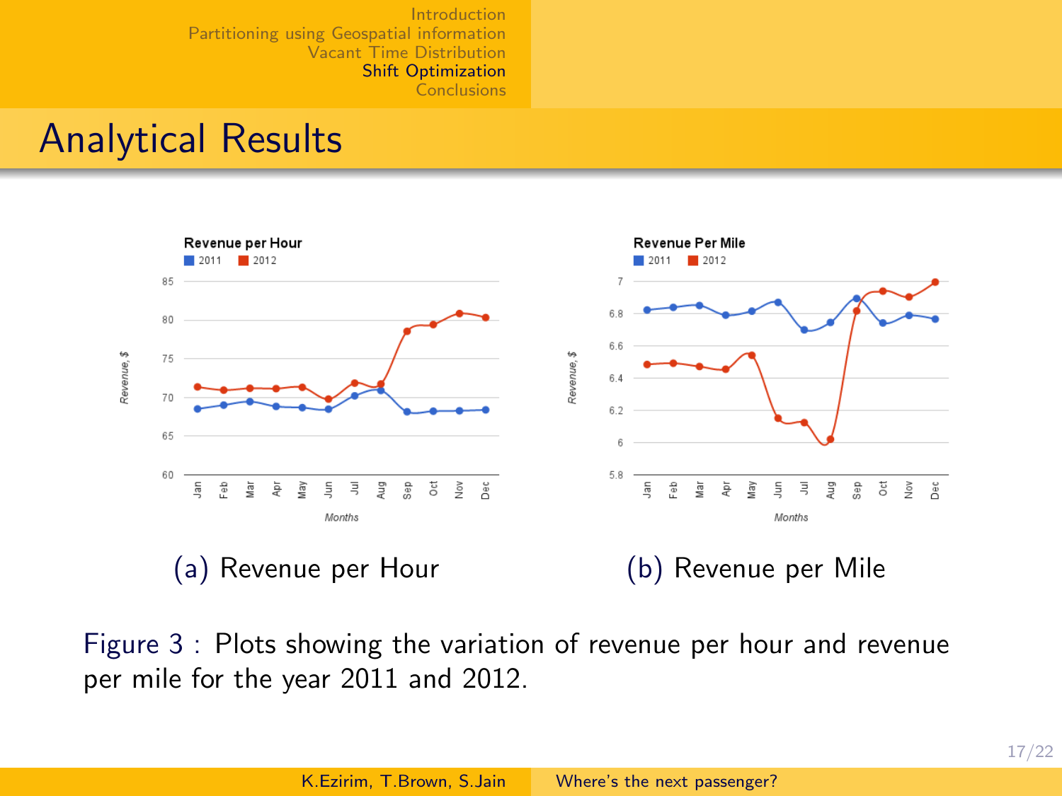# Analytical Results

(a) Revenue per Hour

(b) Revenue per Mile

Figure 3 : Plots showing the variation of revenue per hour and revenue per mile for the year 2011 and 2012.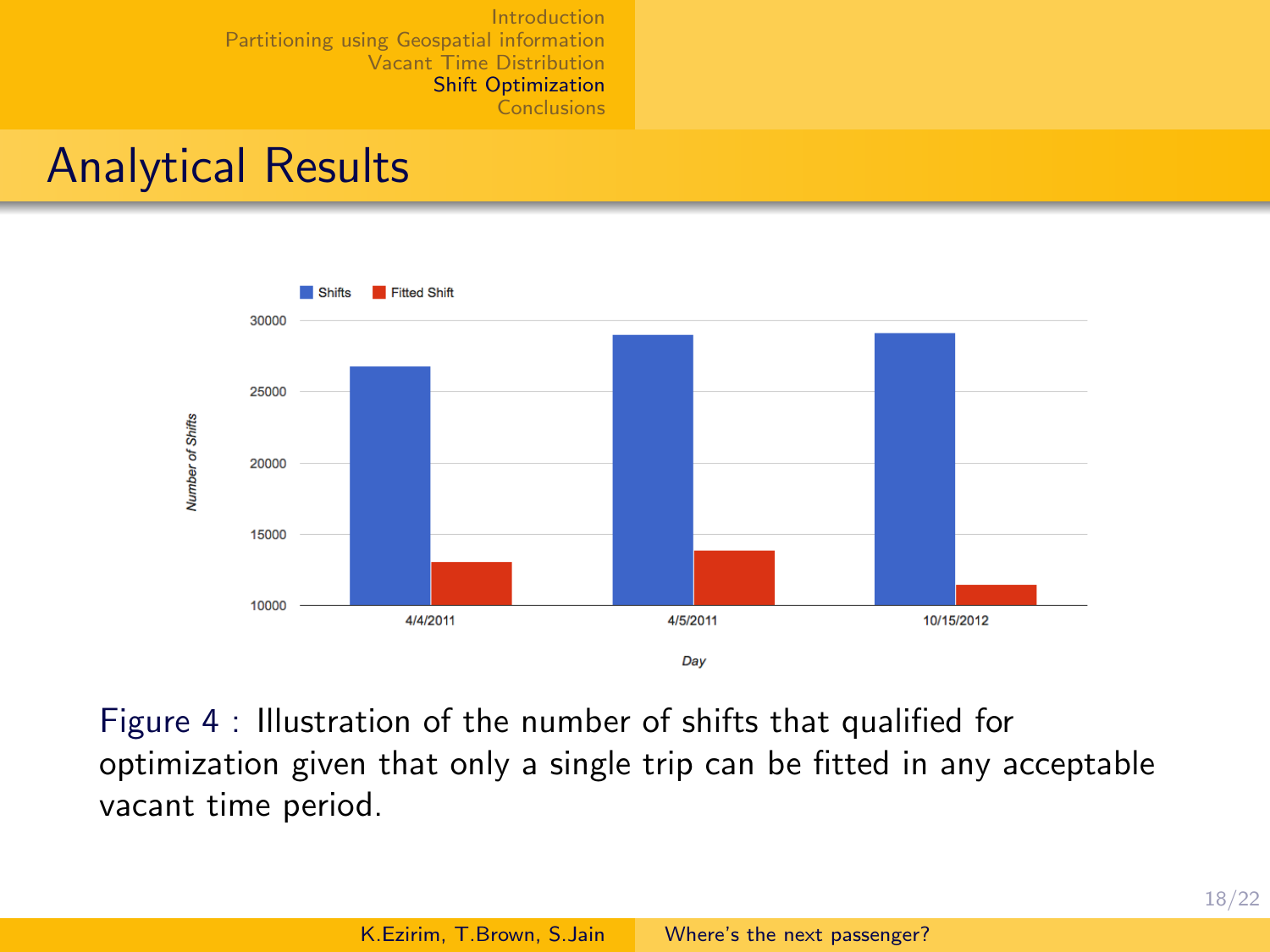## Analytical Results

Figure 4 : Illustration of the number of shifts that qualified for optimization given that only a single trip can be fitted in any acceptable vacant time period.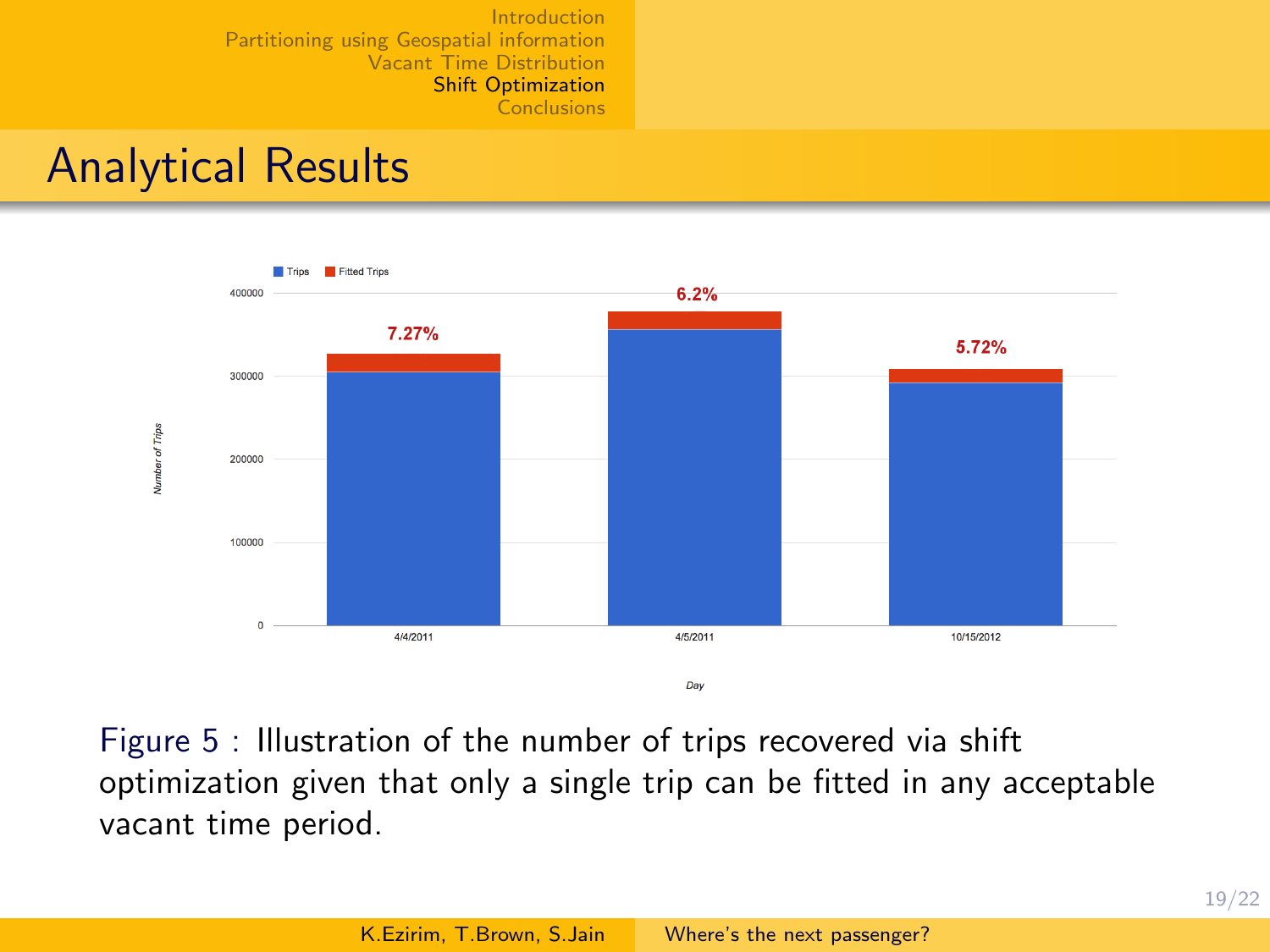## Analytical Results

Figure 5 : Illustration of the number of trips recovered via shift optimization given that only a single trip can be fitted in any acceptable vacant time period.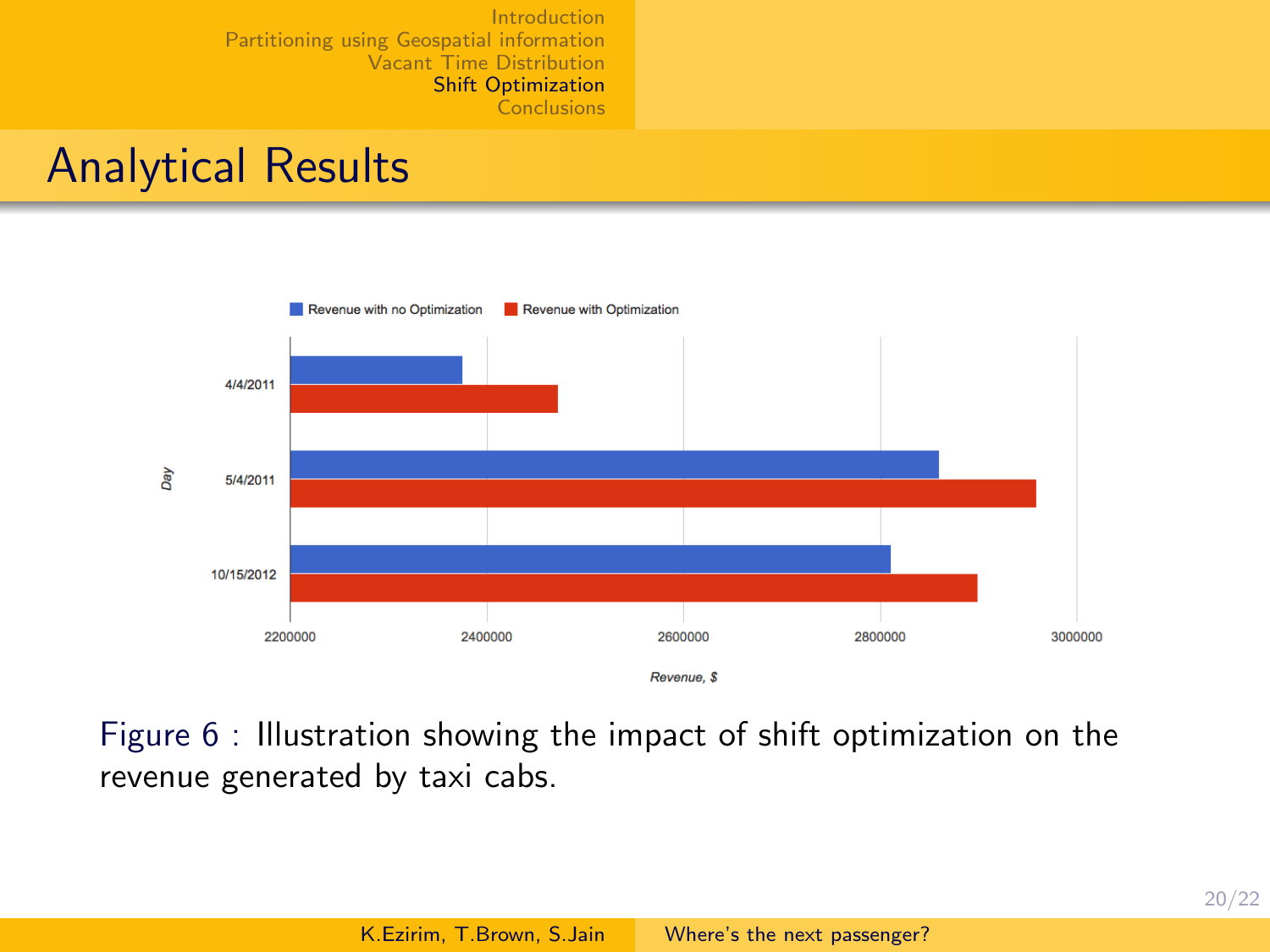# Analytical Results

Revenue with no Optimization | Revenue with Optimization

Day

4/4/2011

5/4/2011

10/15/2012

2200000 2400000 2600000 2800000 3000000

Revenue, $

Figure 6 : Illustration showing the impact of shift optimization on the revenue generated by taxi cabs.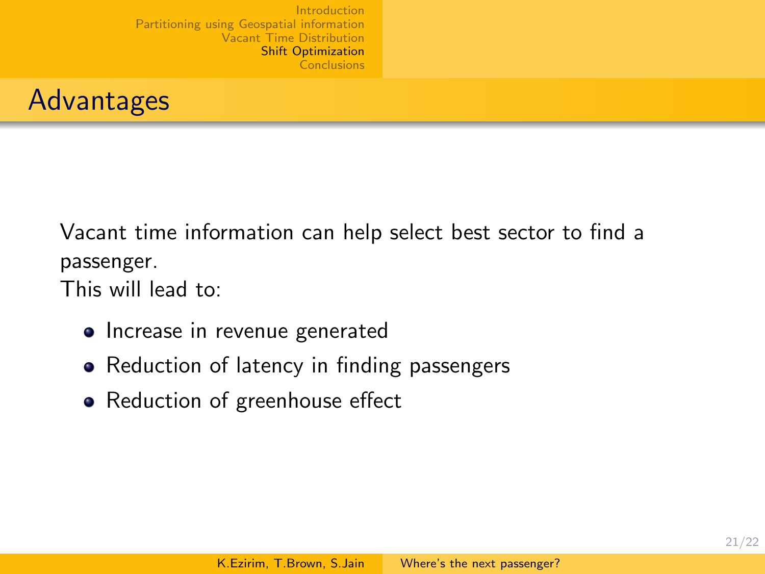## Advantages

Vacant time information can help select best sector to find a passenger.
This will lead to:

- Increase in revenue generated
- Reduction of latency in finding passengers
- Reduction of greenhouse effect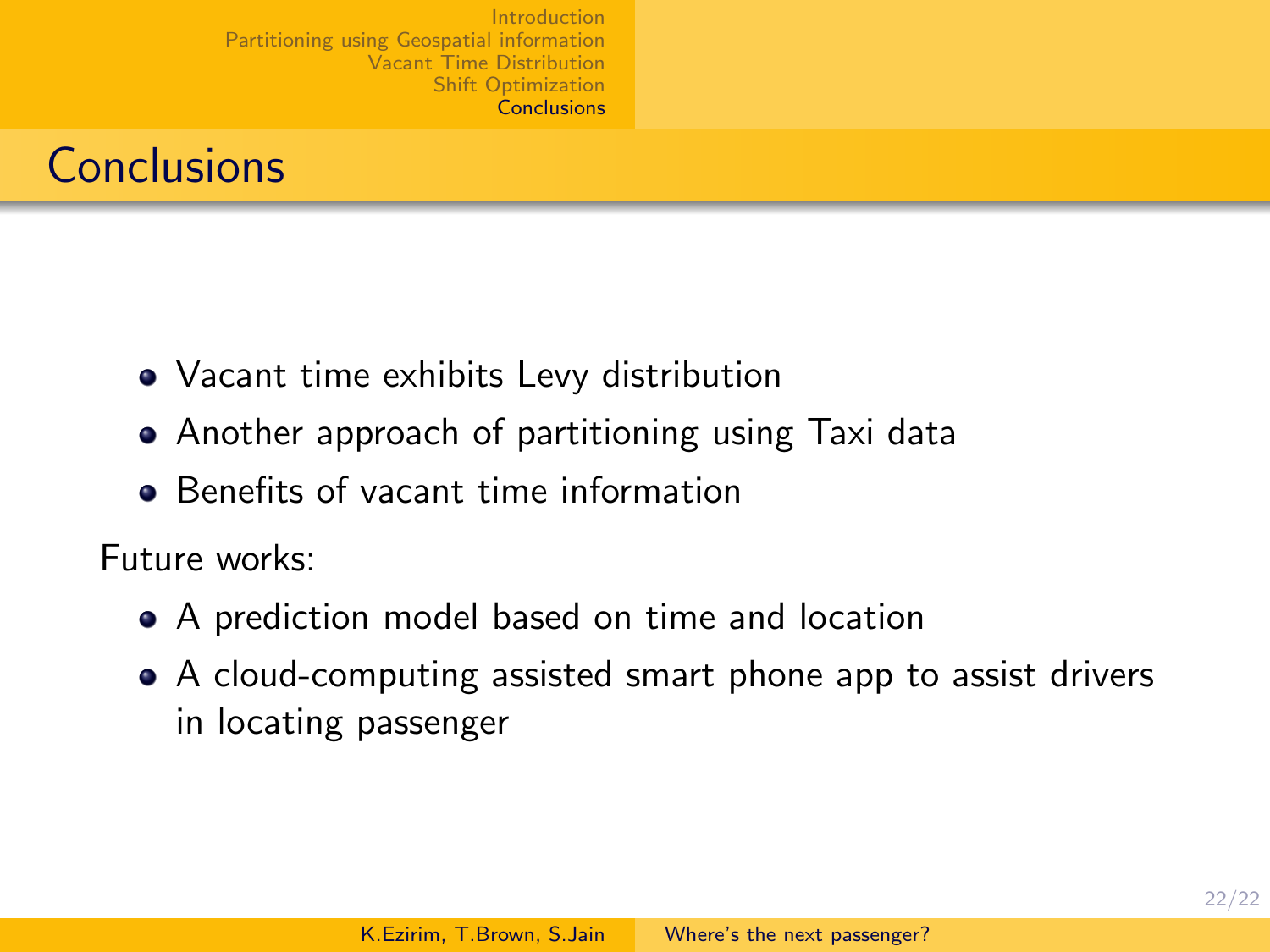# Conclusions

- Vacant time exhibits Levy distribution
- Another approach of partitioning using Taxi data
- Benefits of vacant time information

Future works:

- A prediction model based on time and location
- A cloud-computing assisted smart phone app to assist drivers in locating passenger